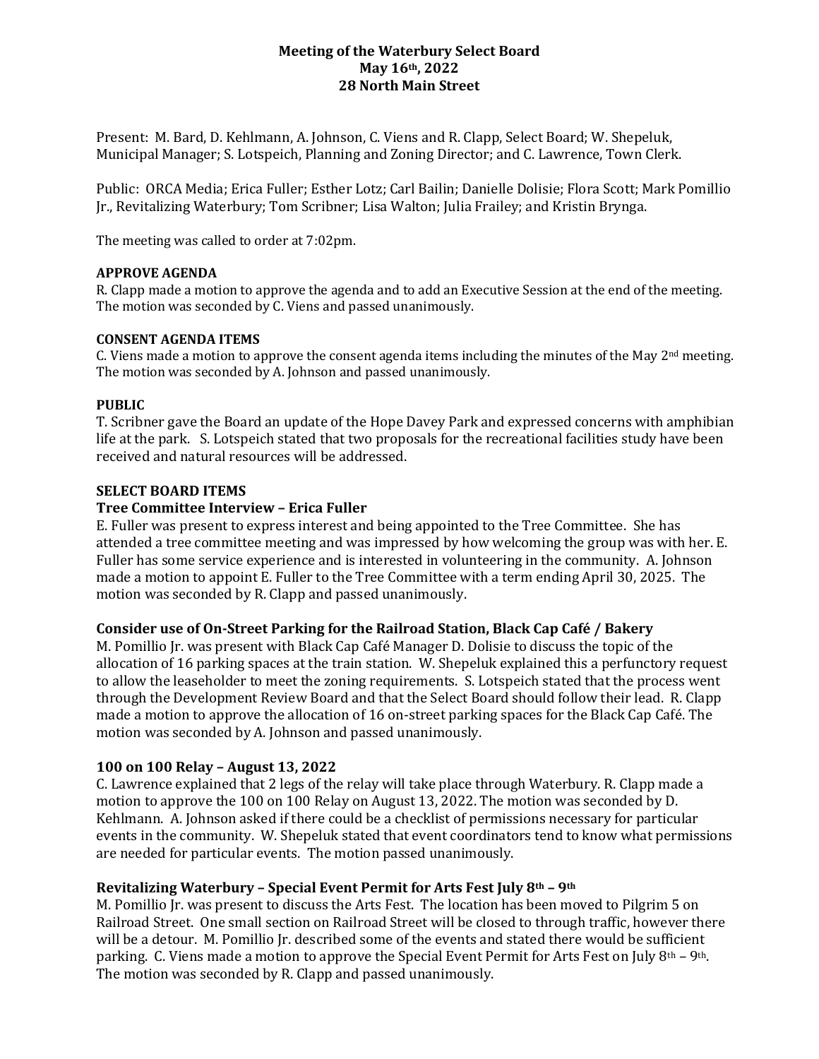**Meeting of the Waterbury Select Board**
**May 16th, 2022**
**28 North Main Street**

Present: M. Bard, D. Kehlmann, A. Johnson, C. Viens and R. Clapp, Select Board; W. Shepeluk, Municipal Manager; S. Lotspeich, Planning and Zoning Director; and C. Lawrence, Town Clerk.

Public: ORCA Media; Erica Fuller; Esther Lotz; Carl Bailin; Danielle Dolisie; Flora Scott; Mark Pomillio Jr., Revitalizing Waterbury; Tom Scribner; Lisa Walton; Julia Frailey; and Kristin Brynga.

The meeting was called to order at 7:02pm.

**APPROVE AGENDA**

R. Clapp made a motion to approve the agenda and to add an Executive Session at the end of the meeting. The motion was seconded by C. Viens and passed unanimously.

**CONSENT AGENDA ITEMS**

C. Viens made a motion to approve the consent agenda items including the minutes of the May 2nd meeting. The motion was seconded by A. Johnson and passed unanimously.

**PUBLIC**

T. Scribner gave the Board an update of the Hope Davey Park and expressed concerns with amphibian life at the park. S. Lotspeich stated that two proposals for the recreational facilities study have been received and natural resources will be addressed.

**SELECT BOARD ITEMS**

**Tree Committee Interview – Erica Fuller**

E. Fuller was present to express interest and being appointed to the Tree Committee. She has attended a tree committee meeting and was impressed by how welcoming the group was with her. E. Fuller has some service experience and is interested in volunteering in the community. A. Johnson made a motion to appoint E. Fuller to the Tree Committee with a term ending April 30, 2025. The motion was seconded by R. Clapp and passed unanimously.

**Consider use of On-Street Parking for the Railroad Station, Black Cap Café / Bakery**

M. Pomillio Jr. was present with Black Cap Café Manager D. Dolisie to discuss the topic of the allocation of 16 parking spaces at the train station. W. Shepeluk explained this a perfunctory request to allow the leaseholder to meet the zoning requirements. S. Lotspeich stated that the process went through the Development Review Board and that the Select Board should follow their lead. R. Clapp made a motion to approve the allocation of 16 on-street parking spaces for the Black Cap Café. The motion was seconded by A. Johnson and passed unanimously.

**100 on 100 Relay – August 13, 2022**

C. Lawrence explained that 2 legs of the relay will take place through Waterbury. R. Clapp made a motion to approve the 100 on 100 Relay on August 13, 2022. The motion was seconded by D. Kehlmann. A. Johnson asked if there could be a checklist of permissions necessary for particular events in the community. W. Shepeluk stated that event coordinators tend to know what permissions are needed for particular events. The motion passed unanimously.

**Revitalizing Waterbury – Special Event Permit for Arts Fest July 8th – 9th**

M. Pomillio Jr. was present to discuss the Arts Fest. The location has been moved to Pilgrim 5 on Railroad Street. One small section on Railroad Street will be closed to through traffic, however there will be a detour. M. Pomillio Jr. described some of the events and stated there would be sufficient parking. C. Viens made a motion to approve the Special Event Permit for Arts Fest on July 8th – 9th. The motion was seconded by R. Clapp and passed unanimously.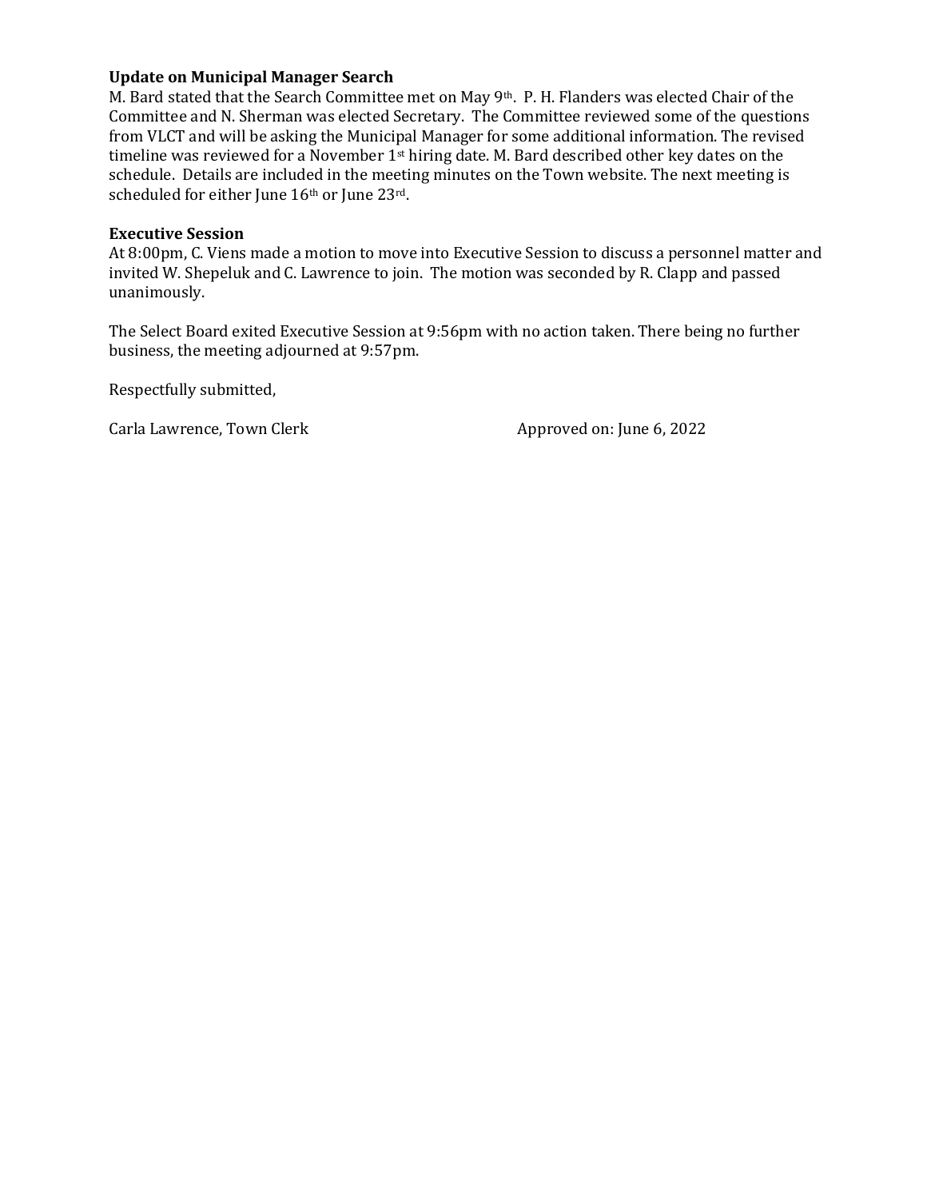**Update on Municipal Manager Search**

M. Bard stated that the Search Committee met on May 9th. P. H. Flanders was elected Chair of the Committee and N. Sherman was elected Secretary. The Committee reviewed some of the questions from VLCT and will be asking the Municipal Manager for some additional information. The revised timeline was reviewed for a November 1st hiring date. M. Bard described other key dates on the schedule. Details are included in the meeting minutes on the Town website. The next meeting is scheduled for either June 16th or June 23rd.

**Executive Session**

At 8:00pm, C. Viens made a motion to move into Executive Session to discuss a personnel matter and invited W. Shepeluk and C. Lawrence to join. The motion was seconded by R. Clapp and passed unanimously.

The Select Board exited Executive Session at 9:56pm with no action taken. There being no further business, the meeting adjourned at 9:57pm.

Respectfully submitted,

Carla Lawrence, Town Clerk

Approved on: June 6, 2022